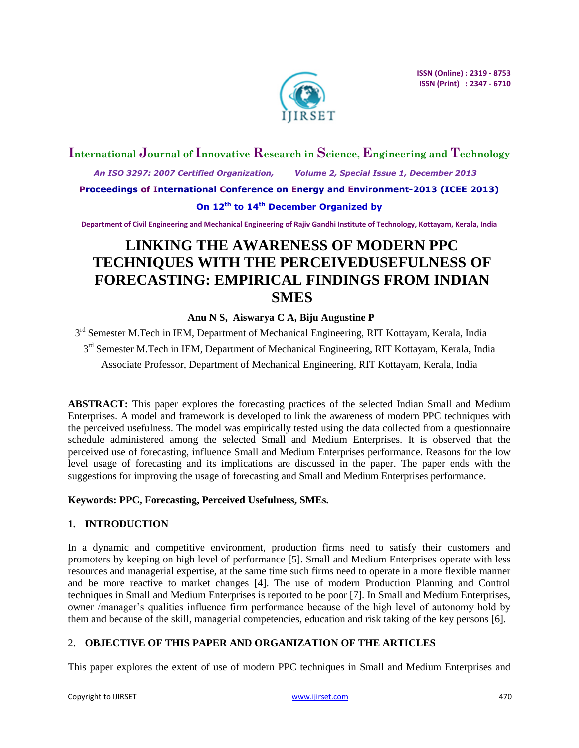# LINKING THE AWARENESS OF MODERN PPC TECHNIQUES WITH THE PERCEIVEDUSEFULNESS OF FORECASTING: EMPIRICAL FINDINGS FROM INDIAN SMES

**Anu N S, Aiswarya C A, Biju Augustine P**

3rd Semester M.Tech in IEM, Department of Mechanical Engineering, RIT Kottayam, Kerala, India

3rd Semester M.Tech in IEM, Department of Mechanical Engineering, RIT Kottayam, Kerala, India

Associate Professor, Department of Mechanical Engineering, RIT Kottayam, Kerala, India

**ABSTRACT:** This paper explores the forecasting practices of the selected Indian Small and Medium Enterprises. A model and framework is developed to link the awareness of modern PPC techniques with the perceived usefulness. The model was empirically tested using the data collected from a questionnaire schedule administered among the selected Small and Medium Enterprises. It is observed that the perceived use of forecasting, influence Small and Medium Enterprises performance. Reasons for the low level usage of forecasting and its implications are discussed in the paper. The paper ends with the suggestions for improving the usage of forecasting and Small and Medium Enterprises performance.

**Keywords: PPC, Forecasting, Perceived Usefulness, SMEs.**

## 1. INTRODUCTION

In a dynamic and competitive environment, production firms need to satisfy their customers and promoters by keeping on high level of performance [5]. Small and Medium Enterprises operate with less resources and managerial expertise, at the same time such firms need to operate in a more flexible manner and be more reactive to market changes [4]. The use of modern Production Planning and Control techniques in Small and Medium Enterprises is reported to be poor [7]. In Small and Medium Enterprises, owner /manager's qualities influence firm performance because of the high level of autonomy hold by them and because of the skill, managerial competencies, education and risk taking of the key persons [6].

## 2. OBJECTIVE OF THIS PAPER AND ORGANIZATION OF THE ARTICLES

This paper explores the extent of use of modern PPC techniques in Small and Medium Enterprises and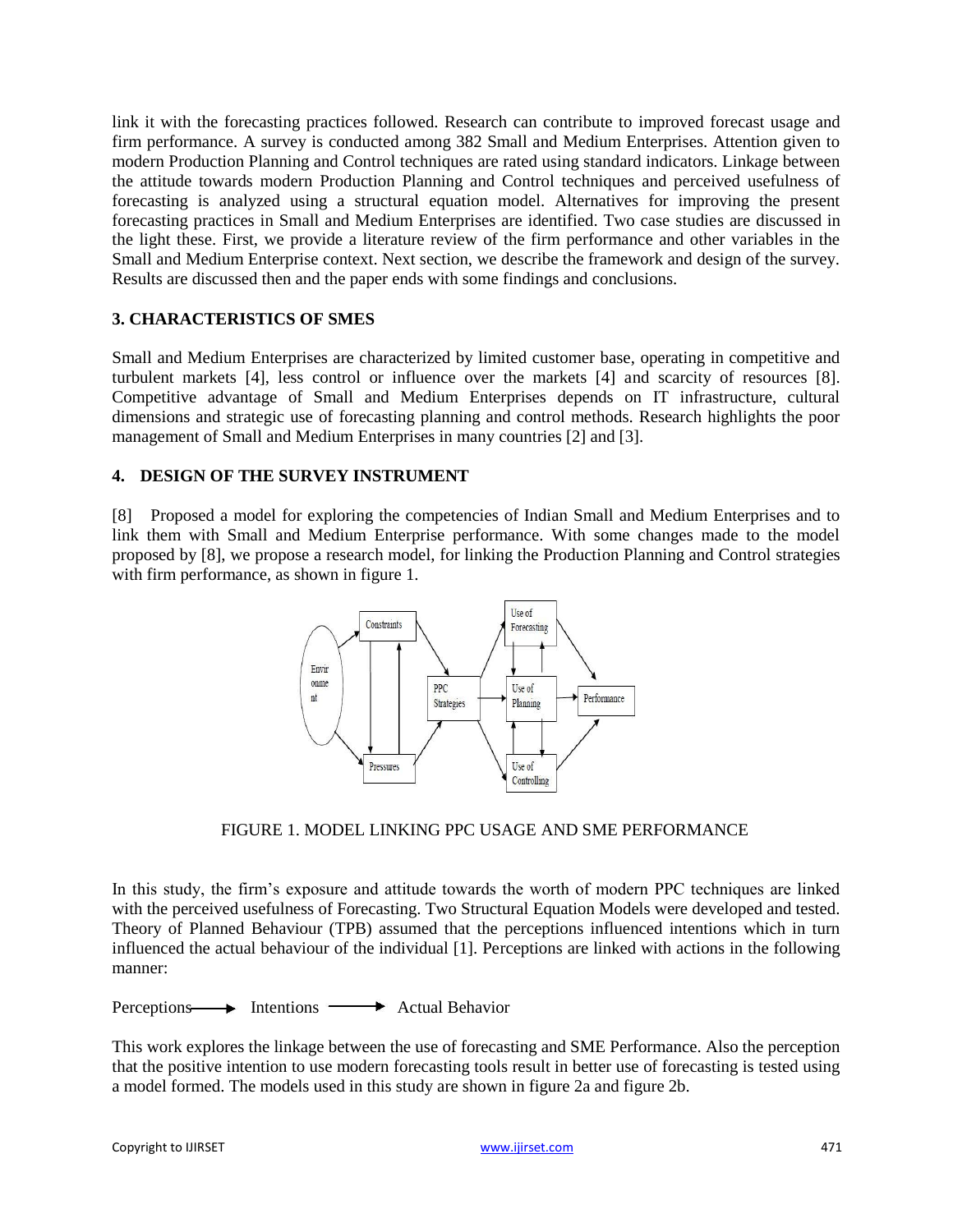link it with the forecasting practices followed. Research can contribute to improved forecast usage and firm performance. A survey is conducted among 382 Small and Medium Enterprises. Attention given to modern Production Planning and Control techniques are rated using standard indicators. Linkage between the attitude towards modern Production Planning and Control techniques and perceived usefulness of forecasting is analyzed using a structural equation model. Alternatives for improving the present forecasting practices in Small and Medium Enterprises are identified. Two case studies are discussed in the light these. First, we provide a literature review of the firm performance and other variables in the Small and Medium Enterprise context. Next section, we describe the framework and design of the survey. Results are discussed then and the paper ends with some findings and conclusions.

## 3. CHARACTERISTICS OF SMES

Small and Medium Enterprises are characterized by limited customer base, operating in competitive and turbulent markets [4], less control or influence over the markets [4] and scarcity of resources [8]. Competitive advantage of Small and Medium Enterprises depends on IT infrastructure, cultural dimensions and strategic use of forecasting planning and control methods. Research highlights the poor management of Small and Medium Enterprises in many countries [2] and [3].

## 4. DESIGN OF THE SURVEY INSTRUMENT

[8] Proposed a model for exploring the competencies of Indian Small and Medium Enterprises and to link them with Small and Medium Enterprise performance. With some changes made to the model proposed by [8], we propose a research model, for linking the Production Planning and Control strategies with firm performance, as shown in figure 1.

Environment

Constraints

Pressures

PPC Strategies

Use of Forecasting

Use of Planning

Use of Controlling

Performance

FIGURE 1. MODEL LINKING PPC USAGE AND SME PERFORMANCE

In this study, the firm's exposure and attitude towards the worth of modern PPC techniques are linked with the perceived usefulness of Forecasting. Two Structural Equation Models were developed and tested. Theory of Planned Behaviour (TPB) assumed that the perceptions influenced intentions which in turn influenced the actual behaviour of the individual [1]. Perceptions are linked with actions in the following manner:

Perceptions ⟶ Intentions ⟶ Actual Behavior

This work explores the linkage between the use of forecasting and SME Performance. Also the perception that the positive intention to use modern forecasting tools result in better use of forecasting is tested using a model formed. The models used in this study are shown in figure 2a and figure 2b.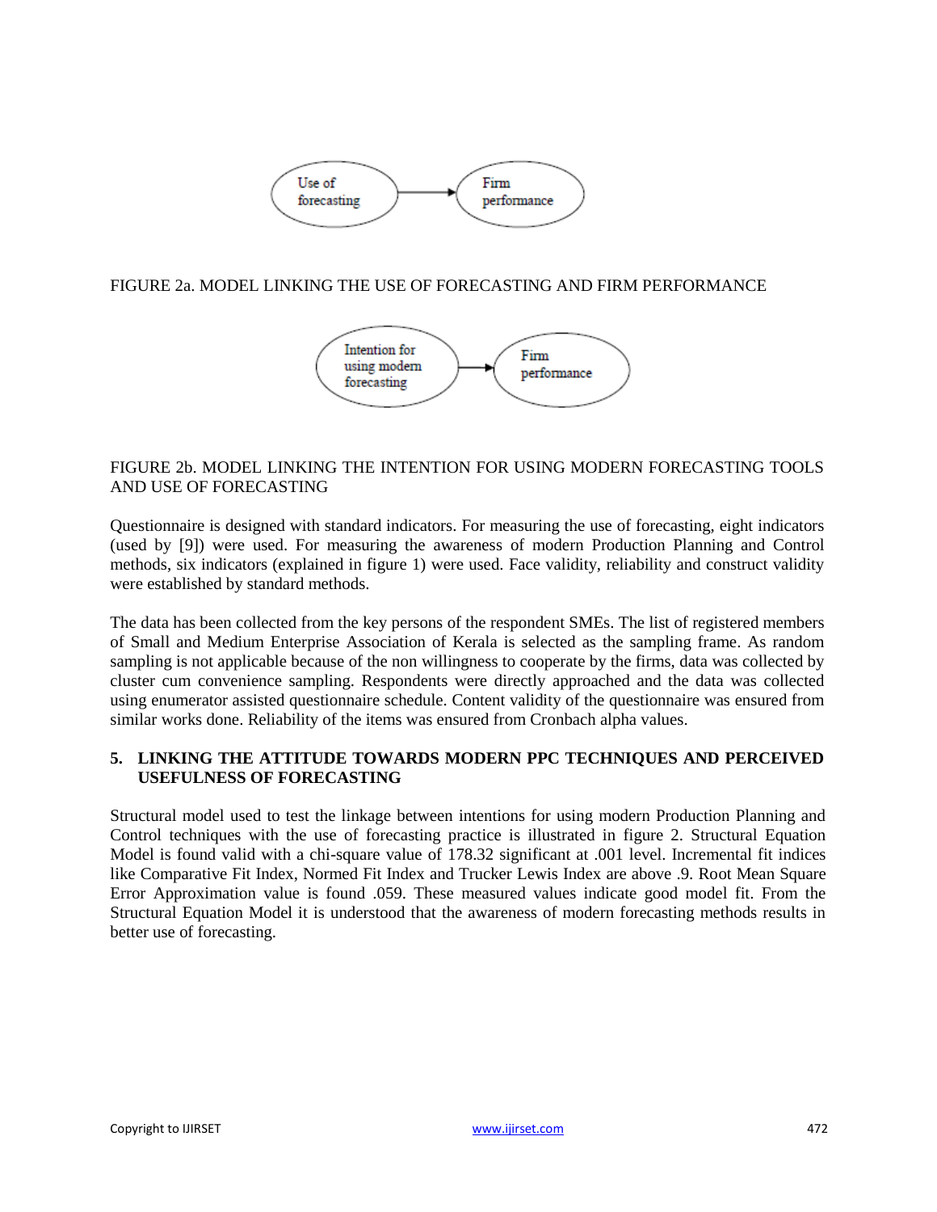Use of forecasting

Firm performance

FIGURE 2a. MODEL LINKING THE USE OF FORECASTING AND FIRM PERFORMANCE

Intention for using modern forecasting

Firm performance

FIGURE 2b. MODEL LINKING THE INTENTION FOR USING MODERN FORECASTING TOOLS AND USE OF FORECASTING

Questionnaire is designed with standard indicators. For measuring the use of forecasting, eight indicators (used by [9]) were used. For measuring the awareness of modern Production Planning and Control methods, six indicators (explained in figure 1) were used. Face validity, reliability and construct validity were established by standard methods.

The data has been collected from the key persons of the respondent SMEs. The list of registered members of Small and Medium Enterprise Association of Kerala is selected as the sampling frame. As random sampling is not applicable because of the non willingness to cooperate by the firms, data was collected by cluster cum convenience sampling. Respondents were directly approached and the data was collected using enumerator assisted questionnaire schedule. Content validity of the questionnaire was ensured from similar works done. Reliability of the items was ensured from Cronbach alpha values.

## 5. LINKING THE ATTITUDE TOWARDS MODERN PPC TECHNIQUES AND PERCEIVED USEFULNESS OF FORECASTING

Structural model used to test the linkage between intentions for using modern Production Planning and Control techniques with the use of forecasting practice is illustrated in figure 2. Structural Equation Model is found valid with a chi-square value of 178.32 significant at .001 level. Incremental fit indices like Comparative Fit Index, Normed Fit Index and Trucker Lewis Index are above .9. Root Mean Square Error Approximation value is found .059. These measured values indicate good model fit. From the Structural Equation Model it is understood that the awareness of modern forecasting methods results in better use of forecasting.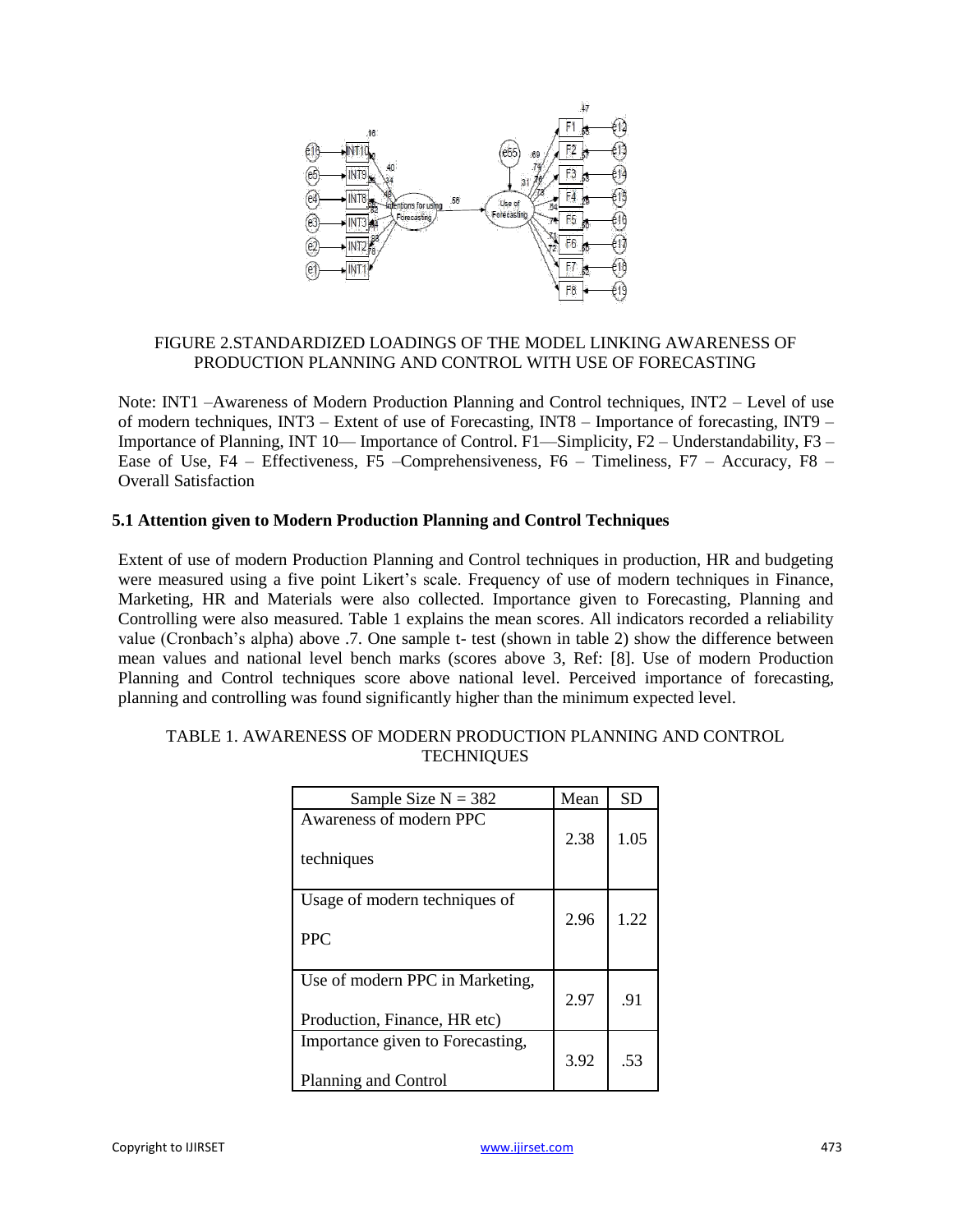INT10 INT9 INT8 INT3 INT2 INT1

e16 e5 e4 e3 e2 e1

Intentions for using Forecasting

.56

e55

Use of Forecasting

F1 F2 F3 F4 F5 F6 F7 F8

e12 e13 e14 e15 e16 e17 e18 e19

FIGURE 2.STANDARDIZED LOADINGS OF THE MODEL LINKING AWARENESS OF PRODUCTION PLANNING AND CONTROL WITH USE OF FORECASTING

Note: INT1 –Awareness of Modern Production Planning and Control techniques, INT2 – Level of use of modern techniques, INT3 – Extent of use of Forecasting, INT8 – Importance of forecasting, INT9 – Importance of Planning, INT 10— Importance of Control. F1—Simplicity, F2 – Understandability, F3 – Ease of Use, F4 – Effectiveness, F5 –Comprehensiveness, F6 – Timeliness, F7 – Accuracy, F8 – Overall Satisfaction

### 5.1 Attention given to Modern Production Planning and Control Techniques

Extent of use of modern Production Planning and Control techniques in production, HR and budgeting were measured using a five point Likert's scale. Frequency of use of modern techniques in Finance, Marketing, HR and Materials were also collected. Importance given to Forecasting, Planning and Controlling were also measured. Table 1 explains the mean scores. All indicators recorded a reliability value (Cronbach's alpha) above .7. One sample t- test (shown in table 2) show the difference between mean values and national level bench marks (scores above 3, Ref: [8]. Use of modern Production Planning and Control techniques score above national level. Perceived importance of forecasting, planning and controlling was found significantly higher than the minimum expected level.

TABLE 1. AWARENESS OF MODERN PRODUCTION PLANNING AND CONTROL TECHNIQUES

| Sample Size N = 382 | Mean | SD |
|---|---|---|
| Awareness of modern PPC techniques | 2.38 | 1.05 |
| Usage of modern techniques of PPC | 2.96 | 1.22 |
| Use of modern PPC in Marketing, Production, Finance, HR etc) | 2.97 | .91 |
| Importance given to Forecasting, Planning and Control | 3.92 | .53 |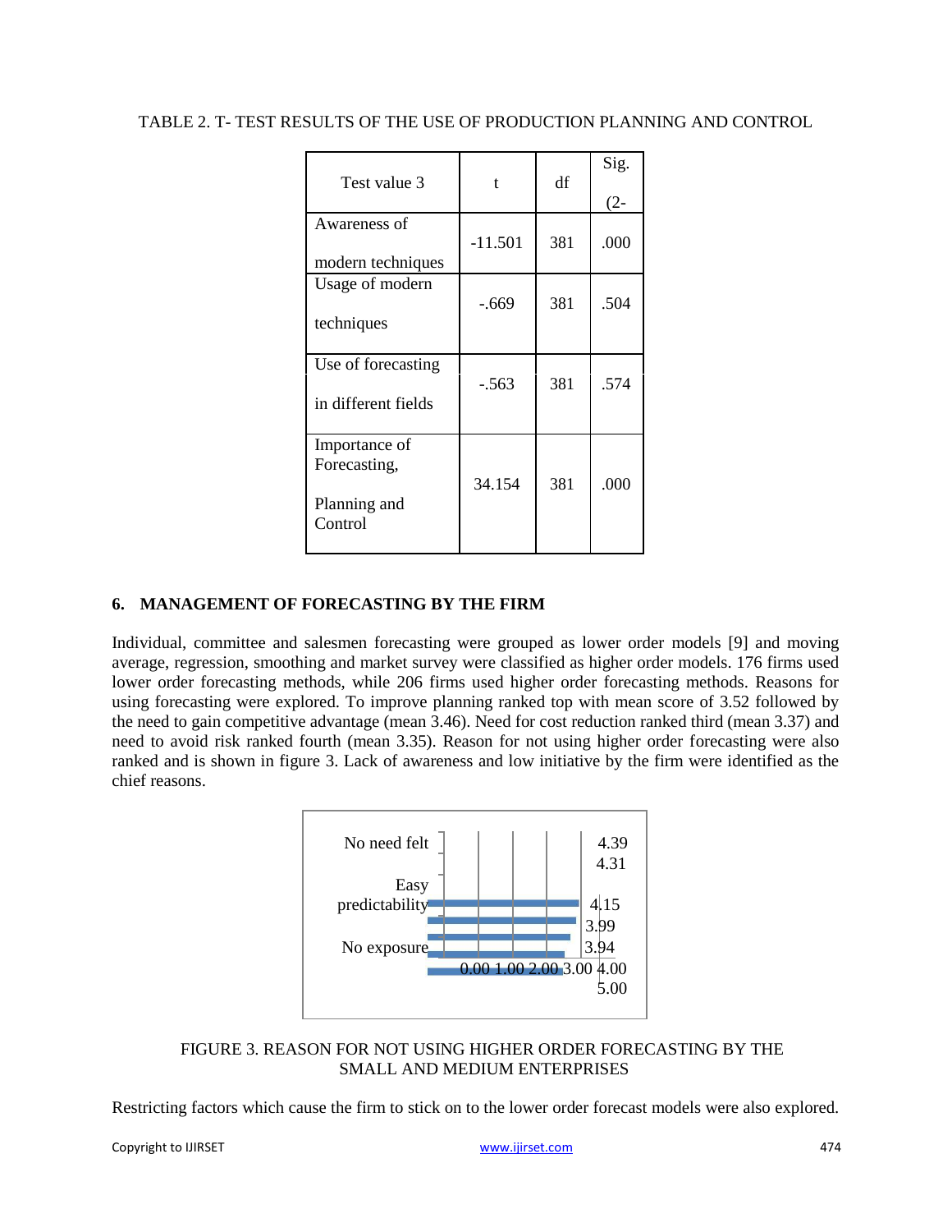TABLE 2. T- TEST RESULTS OF THE USE OF PRODUCTION PLANNING AND CONTROL

| Test value 3 | t | df | Sig. (2- |
|---|---|---|---|
| Awareness of modern techniques | -11.501 | 381 | .000 |
| Usage of modern techniques | -.669 | 381 | .504 |
| Use of forecasting in different fields | -.563 | 381 | .574 |
| Importance of Forecasting, Planning and Control | 34.154 | 381 | .000 |

## 6. MANAGEMENT OF FORECASTING BY THE FIRM

Individual, committee and salesmen forecasting were grouped as lower order models [9] and moving average, regression, smoothing and market survey were classified as higher order models. 176 firms used lower order forecasting methods, while 206 firms used higher order forecasting methods. Reasons for using forecasting were explored. To improve planning ranked top with mean score of 3.52 followed by the need to gain competitive advantage (mean 3.46). Need for cost reduction ranked third (mean 3.37) and need to avoid risk ranked fourth (mean 3.35). Reason for not using higher order forecasting were also ranked and is shown in figure 3. Lack of awareness and low initiative by the firm were identified as the chief reasons.

No need felt
Easy predictability
No exposure
4.39
4.31
4.15
3.99
3.94
0.00 1.00 2.00 3.00 4.00 5.00

FIGURE 3. REASON FOR NOT USING HIGHER ORDER FORECASTING BY THE SMALL AND MEDIUM ENTERPRISES

Restricting factors which cause the firm to stick on to the lower order forecast models were also explored.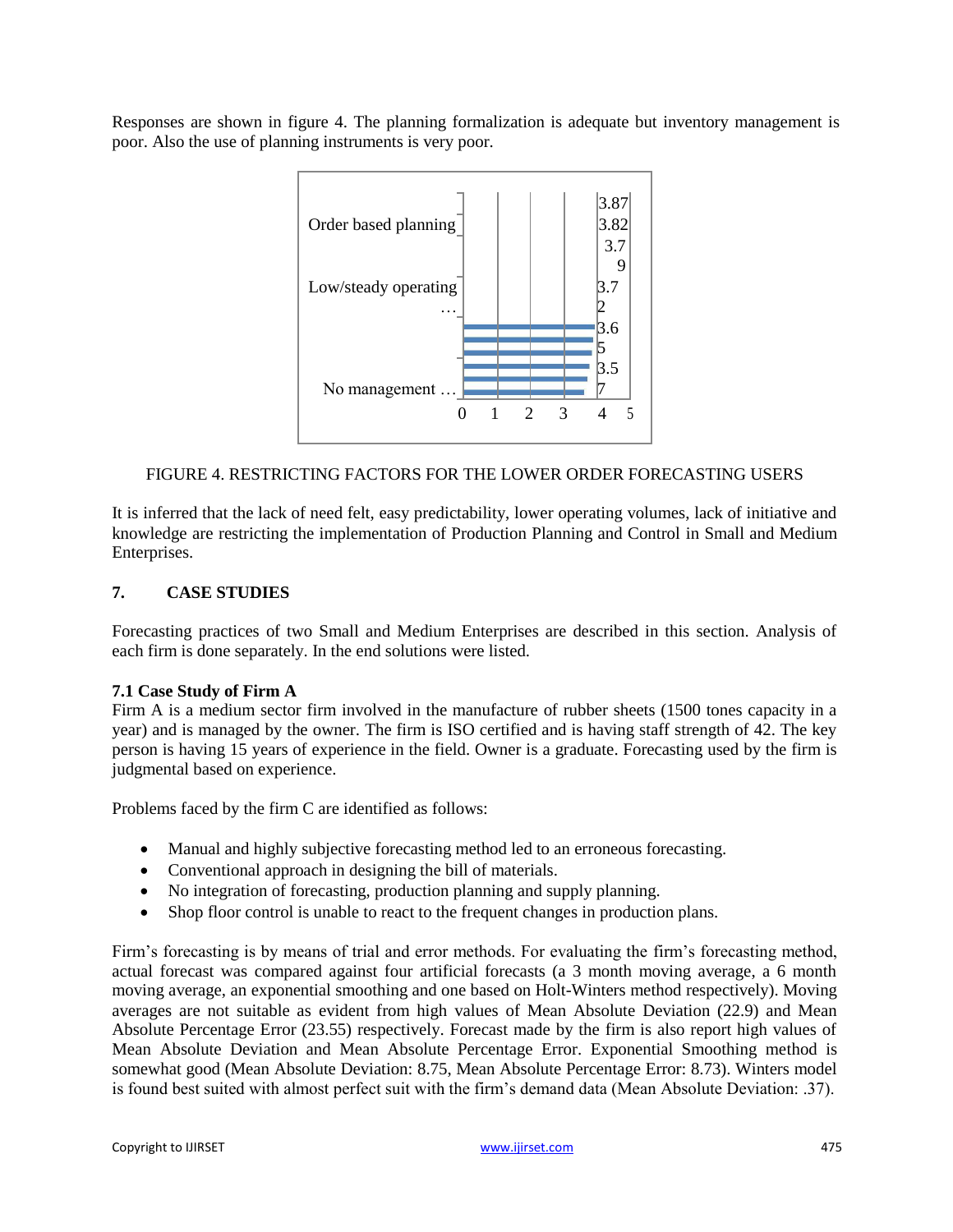Responses are shown in figure 4. The planning formalization is adequate but inventory management is poor. Also the use of planning instruments is very poor.

Order based planning

Low/steady operating …

No management …

0 1 2 3 4 5

3.87
3.82
3.79
3.72
3.65
3.57

FIGURE 4. RESTRICTING FACTORS FOR THE LOWER ORDER FORECASTING USERS

It is inferred that the lack of need felt, easy predictability, lower operating volumes, lack of initiative and knowledge are restricting the implementation of Production Planning and Control in Small and Medium Enterprises.

## 7. CASE STUDIES

Forecasting practices of two Small and Medium Enterprises are described in this section. Analysis of each firm is done separately. In the end solutions were listed.

### 7.1 Case Study of Firm A

Firm A is a medium sector firm involved in the manufacture of rubber sheets (1500 tones capacity in a year) and is managed by the owner. The firm is ISO certified and is having staff strength of 42. The key person is having 15 years of experience in the field. Owner is a graduate. Forecasting used by the firm is judgmental based on experience.

Problems faced by the firm C are identified as follows:

- Manual and highly subjective forecasting method led to an erroneous forecasting.
- Conventional approach in designing the bill of materials.
- No integration of forecasting, production planning and supply planning.
- Shop floor control is unable to react to the frequent changes in production plans.

Firm's forecasting is by means of trial and error methods. For evaluating the firm's forecasting method, actual forecast was compared against four artificial forecasts (a 3 month moving average, a 6 month moving average, an exponential smoothing and one based on Holt-Winters method respectively). Moving averages are not suitable as evident from high values of Mean Absolute Deviation (22.9) and Mean Absolute Percentage Error (23.55) respectively. Forecast made by the firm is also report high values of Mean Absolute Deviation and Mean Absolute Percentage Error. Exponential Smoothing method is somewhat good (Mean Absolute Deviation: 8.75, Mean Absolute Percentage Error: 8.73). Winters model is found best suited with almost perfect suit with the firm's demand data (Mean Absolute Deviation: .37).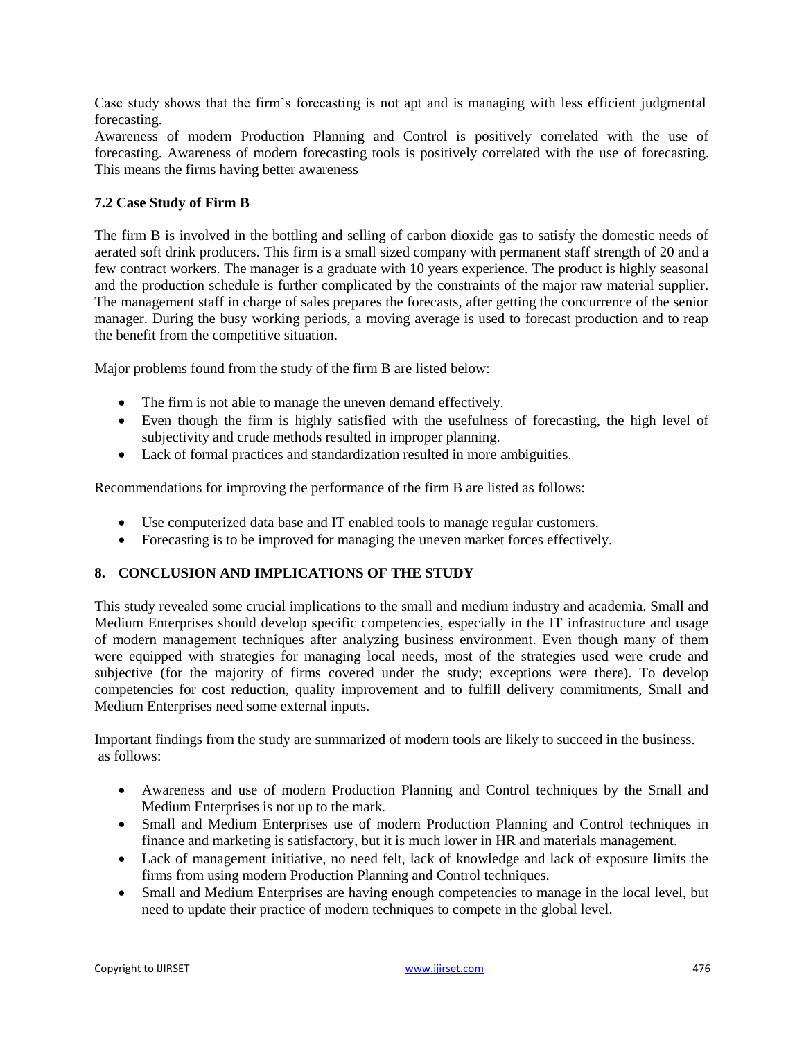Case study shows that the firm's forecasting is not apt and is managing with less efficient judgmental forecasting.
Awareness of modern Production Planning and Control is positively correlated with the use of forecasting. Awareness of modern forecasting tools is positively correlated with the use of forecasting. This means the firms having better awareness

### 7.2 Case Study of Firm B

The firm B is involved in the bottling and selling of carbon dioxide gas to satisfy the domestic needs of aerated soft drink producers. This firm is a small sized company with permanent staff strength of 20 and a few contract workers. The manager is a graduate with 10 years experience. The product is highly seasonal and the production schedule is further complicated by the constraints of the major raw material supplier. The management staff in charge of sales prepares the forecasts, after getting the concurrence of the senior manager. During the busy working periods, a moving average is used to forecast production and to reap the benefit from the competitive situation.

Major problems found from the study of the firm B are listed below:

- The firm is not able to manage the uneven demand effectively.
- Even though the firm is highly satisfied with the usefulness of forecasting, the high level of subjectivity and crude methods resulted in improper planning.
- Lack of formal practices and standardization resulted in more ambiguities.

Recommendations for improving the performance of the firm B are listed as follows:

- Use computerized data base and IT enabled tools to manage regular customers.
- Forecasting is to be improved for managing the uneven market forces effectively.

## 8. CONCLUSION AND IMPLICATIONS OF THE STUDY

This study revealed some crucial implications to the small and medium industry and academia. Small and Medium Enterprises should develop specific competencies, especially in the IT infrastructure and usage of modern management techniques after analyzing business environment. Even though many of them were equipped with strategies for managing local needs, most of the strategies used were crude and subjective (for the majority of firms covered under the study; exceptions were there). To develop competencies for cost reduction, quality improvement and to fulfill delivery commitments, Small and Medium Enterprises need some external inputs.

Important findings from the study are summarized of modern tools are likely to succeed in the business.
as follows:

- Awareness and use of modern Production Planning and Control techniques by the Small and Medium Enterprises is not up to the mark.
- Small and Medium Enterprises use of modern Production Planning and Control techniques in finance and marketing is satisfactory, but it is much lower in HR and materials management.
- Lack of management initiative, no need felt, lack of knowledge and lack of exposure limits the firms from using modern Production Planning and Control techniques.
- Small and Medium Enterprises are having enough competencies to manage in the local level, but need to update their practice of modern techniques to compete in the global level.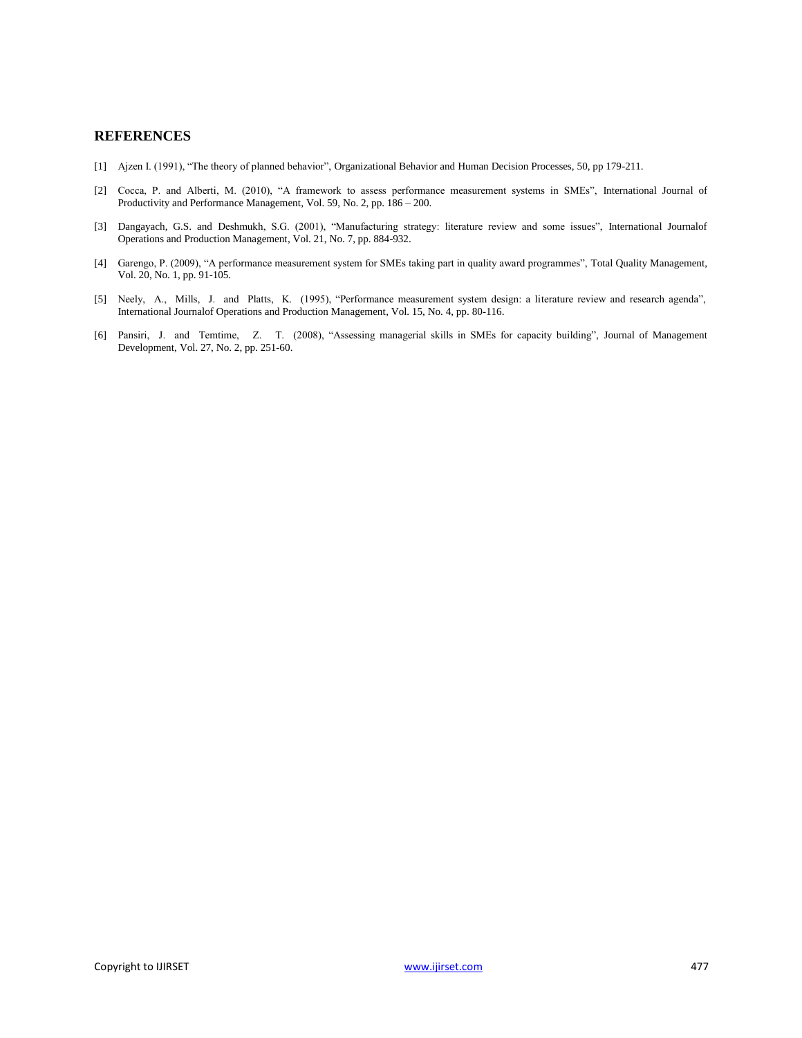## REFERENCES

[1] Ajzen I. (1991), "The theory of planned behavior", Organizational Behavior and Human Decision Processes, 50, pp 179-211.

[2] Cocca, P. and Alberti, M. (2010), "A framework to assess performance measurement systems in SMEs", International Journal of Productivity and Performance Management, Vol. 59, No. 2, pp. 186 – 200.

[3] Dangayach, G.S. and Deshmukh, S.G. (2001), "Manufacturing strategy: literature review and some issues", International Journalof Operations and Production Management, Vol. 21, No. 7, pp. 884-932.

[4] Garengo, P. (2009), "A performance measurement system for SMEs taking part in quality award programmes", Total Quality Management, Vol. 20, No. 1, pp. 91-105.

[5] Neely, A., Mills, J. and Platts, K. (1995), "Performance measurement system design: a literature review and research agenda", International Journalof Operations and Production Management, Vol. 15, No. 4, pp. 80-116.

[6] Pansiri, J. and Temtime, Z. T. (2008), "Assessing managerial skills in SMEs for capacity building", Journal of Management Development, Vol. 27, No. 2, pp. 251-60.